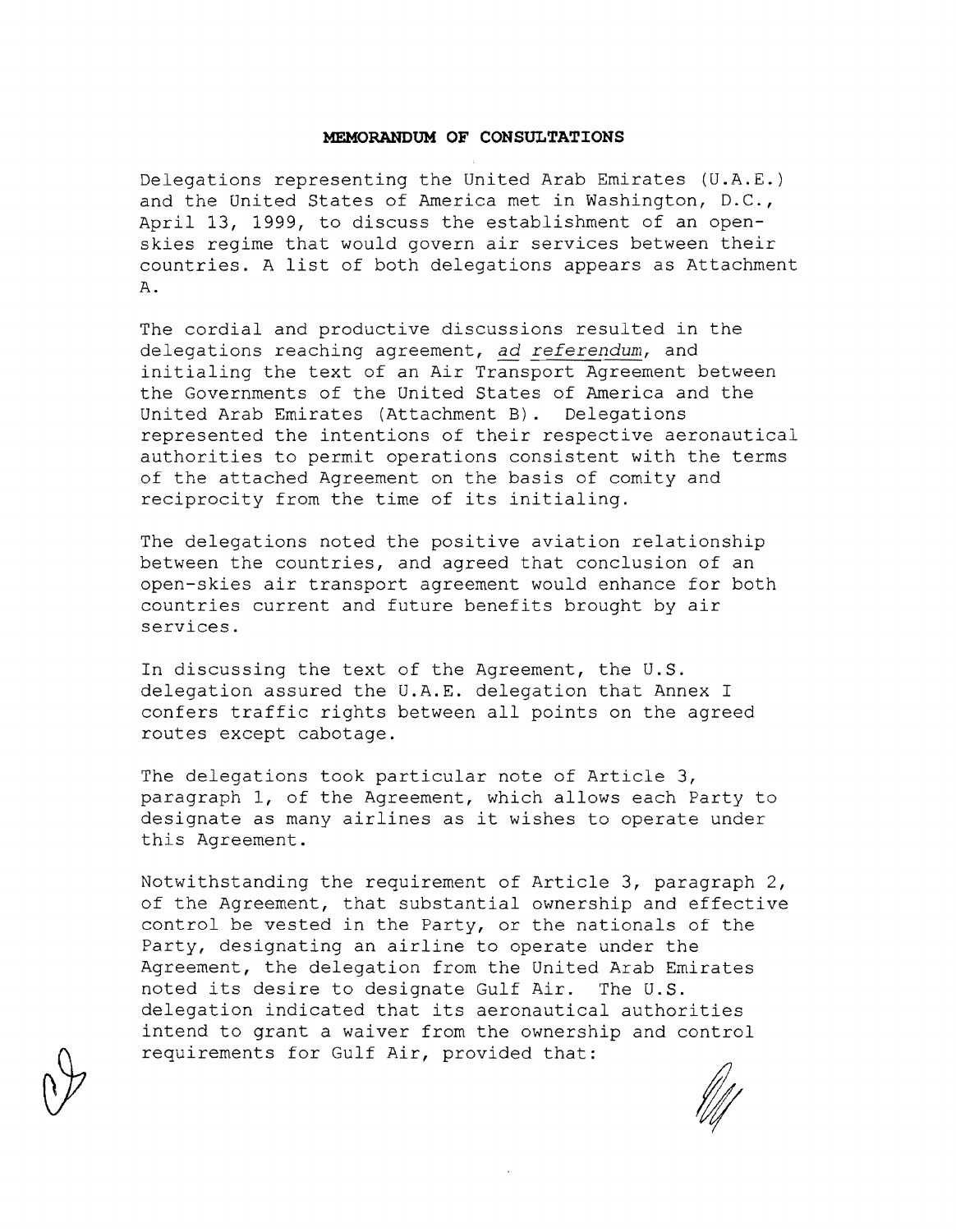**MEMORANDUM OF CONSULTATIONS**

Delegations representing the United Arab Emirates (U.A.E.) and the United States of America met in Washington, D.C., April 13, 1999, to discuss the establishment of an open-skies regime that would govern air services between their countries. A list of both delegations appears as Attachment A.

The cordial and productive discussions resulted in the delegations reaching agreement, *ad referendum*, and initialing the text of an Air Transport Agreement between the Governments of the United States of America and the United Arab Emirates (Attachment B). Delegations represented the intentions of their respective aeronautical authorities to permit operations consistent with the terms of the attached Agreement on the basis of comity and reciprocity from the time of its initialing.

The delegations noted the positive aviation relationship between the countries, and agreed that conclusion of an open-skies air transport agreement would enhance for both countries current and future benefits brought by air services.

In discussing the text of the Agreement, the U.S. delegation assured the U.A.E. delegation that Annex I confers traffic rights between all points on the agreed routes except cabotage.

The delegations took particular note of Article 3, paragraph 1, of the Agreement, which allows each Party to designate as many airlines as it wishes to operate under this Agreement.

Notwithstanding the requirement of Article 3, paragraph 2, of the Agreement, that substantial ownership and effective control be vested in the Party, or the nationals of the Party, designating an airline to operate under the Agreement, the delegation from the United Arab Emirates noted its desire to designate Gulf Air. The U.S. delegation indicated that its aeronautical authorities intend to grant a waiver from the ownership and control requirements for Gulf Air, provided that: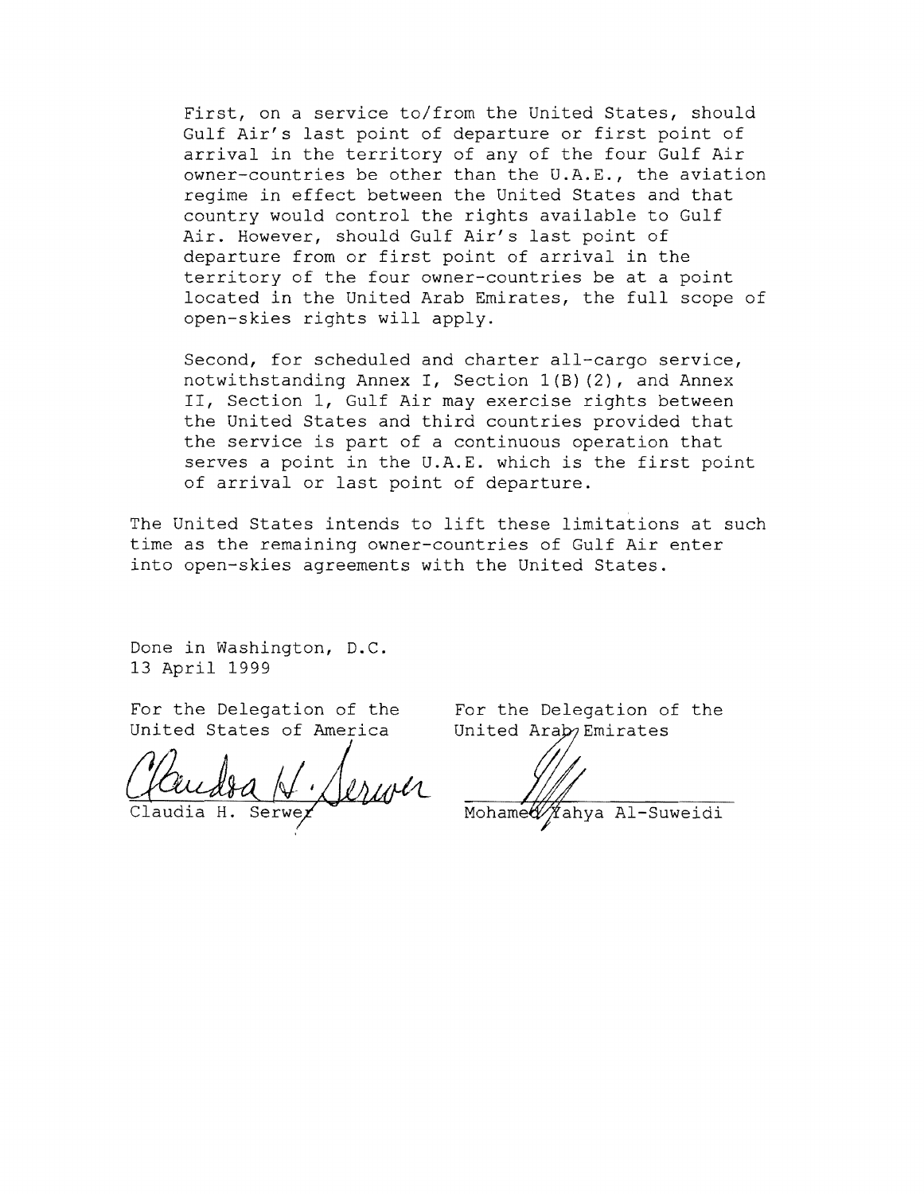First, on a service to/from the United States, should Gulf Air's last point of departure or first point of arrival in the territory of any of the four Gulf Air owner-countries be other than the U.A.E., the aviation regime in effect between the United States and that country would control the rights available to Gulf Air. However, should Gulf Air's last point of departure from or first point of arrival in the territory of the four owner-countries be at a point located in the United Arab Emirates, the full scope of open-skies rights will apply.

Second, for scheduled and charter all-cargo service, notwithstanding Annex I, Section 1(B)(2), and Annex II, Section 1, Gulf Air may exercise rights between the United States and third countries provided that the service is part of a continuous operation that serves a point in the U.A.E. which is the first point of arrival or last point of departure.

The United States intends to lift these limitations at such time as the remaining owner-countries of Gulf Air enter into open-skies agreements with the United States.

Done in Washington, D.C.
13 April 1999

| For the Delegation of the United States of America | For the Delegation of the United Arab Emirates |
| --- | --- |
| Claudia H. Serwer | Mohamed Yahya Al-Suweidi |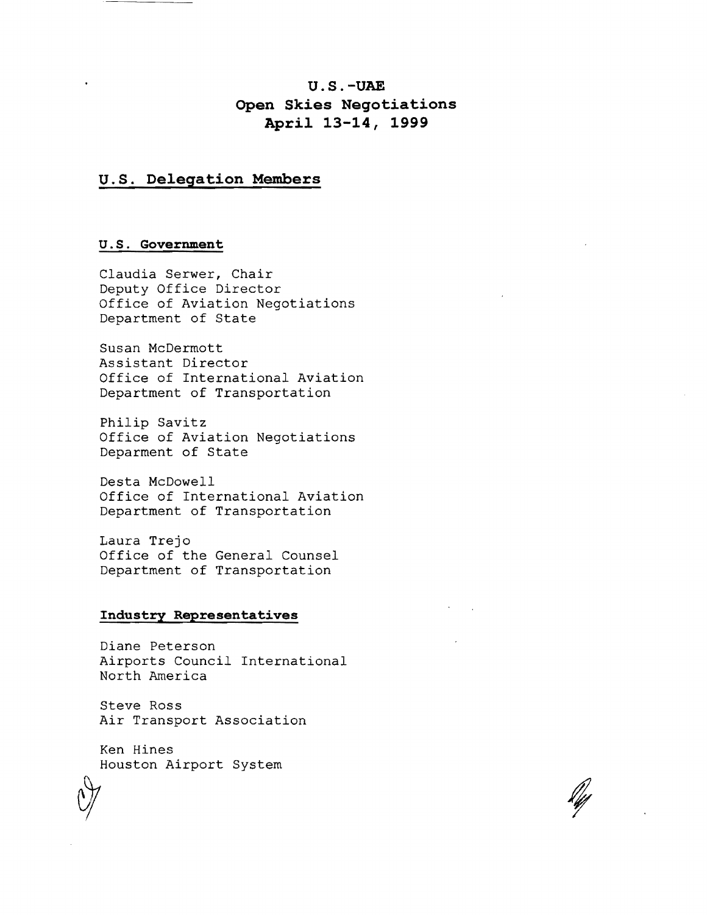# U.S.-UAE
# Open Skies Negotiations
# April 13-14, 1999

## U.S. Delegation Members

### U.S. Government

Claudia Serwer, Chair
Deputy Office Director
Office of Aviation Negotiations
Department of State

Susan McDermott
Assistant Director
Office of International Aviation
Department of Transportation

Philip Savitz
Office of Aviation Negotiations
Deparment of State

Desta McDowell
Office of International Aviation
Department of Transportation

Laura Trejo
Office of the General Counsel
Department of Transportation

### Industry Representatives

Diane Peterson
Airports Council International
North America

Steve Ross
Air Transport Association

Ken Hines
Houston Airport System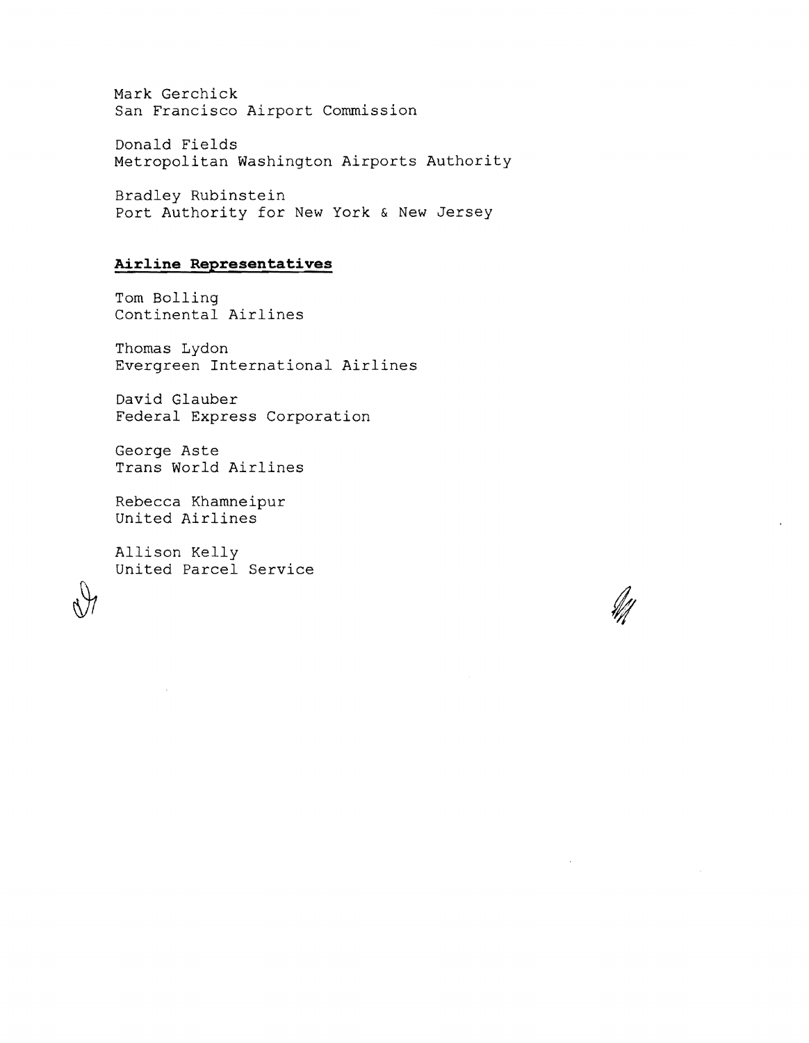Mark Gerchick
San Francisco Airport Commission

Donald Fields
Metropolitan Washington Airports Authority

Bradley Rubinstein
Port Authority for New York & New Jersey

**Airline Representatives**

Tom Bolling
Continental Airlines

Thomas Lydon
Evergreen International Airlines

David Glauber
Federal Express Corporation

George Aste
Trans World Airlines

Rebecca Khamneipur
United Airlines

Allison Kelly
United Parcel Service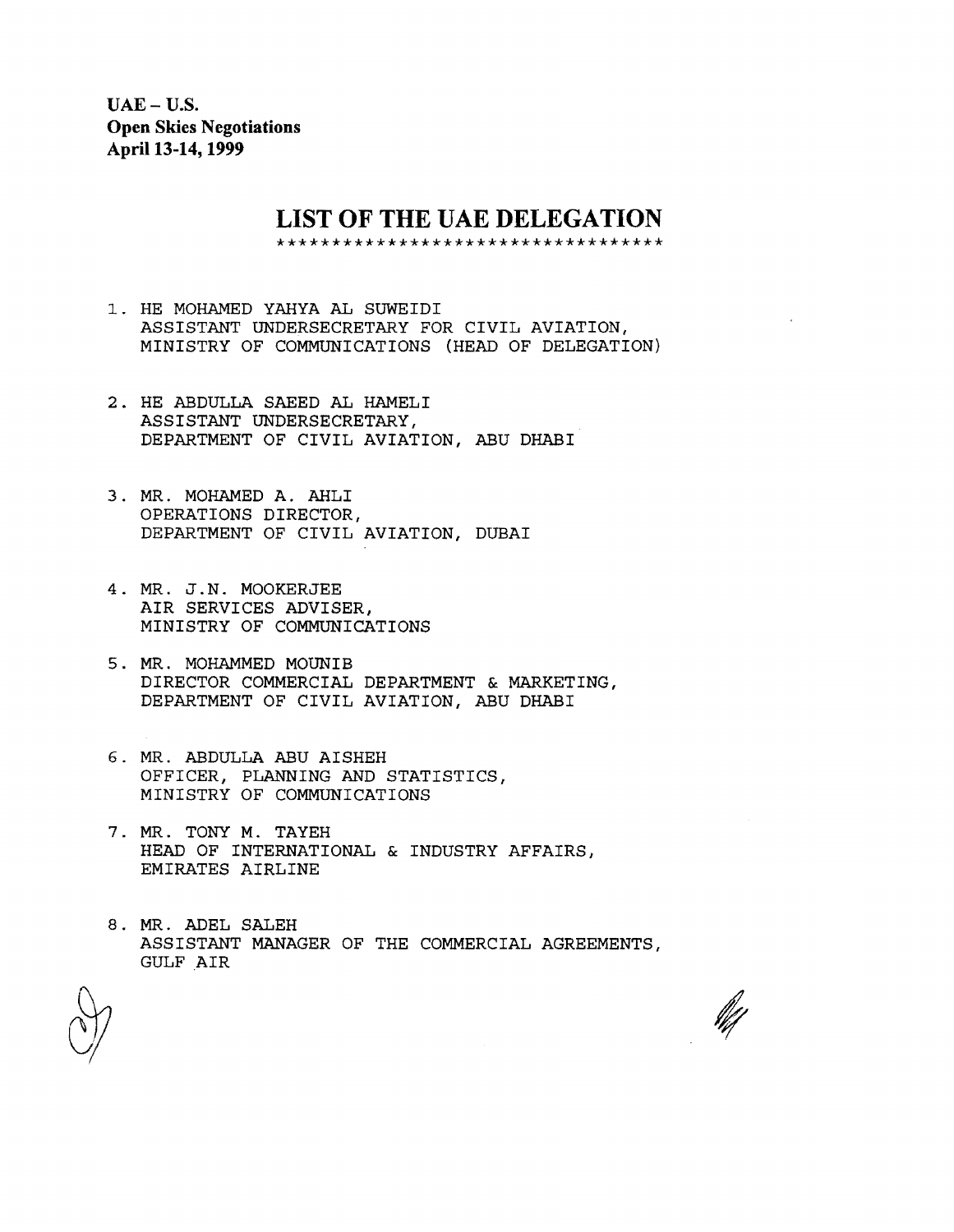**UAE – U.S.**
**Open Skies Negotiations**
**April 13-14, 1999**

# LIST OF THE UAE DELEGATION

***********************************

1. HE MOHAMED YAHYA AL SUWEIDI
   ASSISTANT UNDERSECRETARY FOR CIVIL AVIATION,
   MINISTRY OF COMMUNICATIONS (HEAD OF DELEGATION)

2. HE ABDULLA SAEED AL HAMELI
   ASSISTANT UNDERSECRETARY,
   DEPARTMENT OF CIVIL AVIATION, ABU DHABI

3. MR. MOHAMED A. AHLI
   OPERATIONS DIRECTOR,
   DEPARTMENT OF CIVIL AVIATION, DUBAI

4. MR. J.N. MOOKERJEE
   AIR SERVICES ADVISER,
   MINISTRY OF COMMUNICATIONS

5. MR. MOHAMMED MOUNIB
   DIRECTOR COMMERCIAL DEPARTMENT & MARKETING,
   DEPARTMENT OF CIVIL AVIATION, ABU DHABI

6. MR. ABDULLA ABU AISHEH
   OFFICER, PLANNING AND STATISTICS,
   MINISTRY OF COMMUNICATIONS

7. MR. TONY M. TAYEH
   HEAD OF INTERNATIONAL & INDUSTRY AFFAIRS,
   EMIRATES AIRLINE

8. MR. ADEL SALEH
   ASSISTANT MANAGER OF THE COMMERCIAL AGREEMENTS,
   GULF AIR